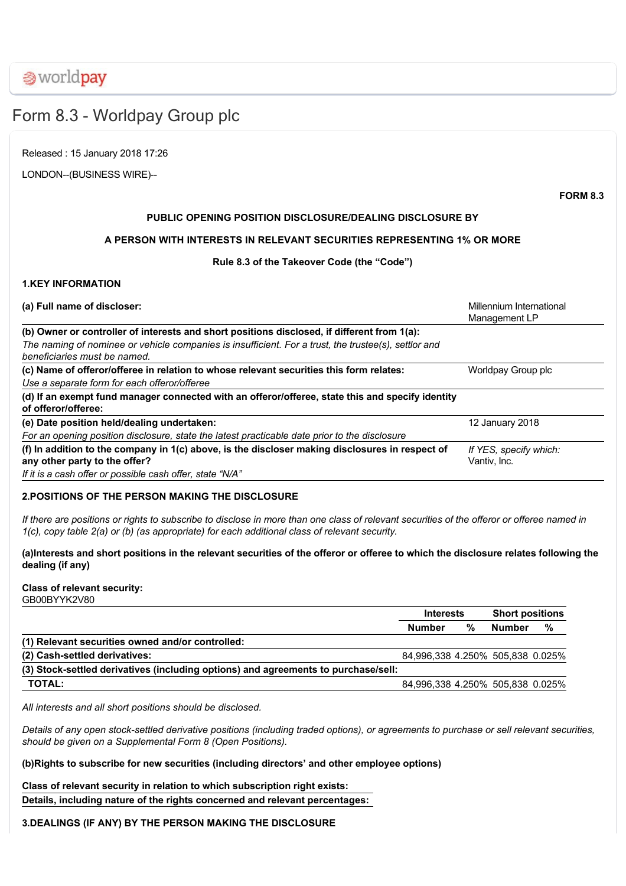worldpay

# Form 8.3 - Worldpay Group plc

Released : 15 January 2018 17:26

LONDON--(BUSINESS WIRE)--

**FORM 8.3**

**PUBLIC OPENING POSITION DISCLOSURE/DEALING DISCLOSURE BY**

**A PERSON WITH INTERESTS IN RELEVANT SECURITIES REPRESENTING 1% OR MORE**

**Rule 8.3 of the Takeover Code (the "Code")**

**1.KEY INFORMATION**

| | |
|---|---|
| **(a) Full name of discloser:** | Millennium International Management LP |
| **(b) Owner or controller of interests and short positions disclosed, if different from 1(a):**<br>*The naming of nominee or vehicle companies is insufficient. For a trust, the trustee(s), settlor and beneficiaries must be named.* | |
| **(c) Name of offeror/offeree in relation to whose relevant securities this form relates:**<br>*Use a separate form for each offeror/offeree* | Worldpay Group plc |
| **(d) If an exempt fund manager connected with an offeror/offeree, state this and specify identity of offeror/offeree:** | |
| **(e) Date position held/dealing undertaken:**<br>*For an opening position disclosure, state the latest practicable date prior to the disclosure* | 12 January 2018 |
| **(f) In addition to the company in 1(c) above, is the discloser making disclosures in respect of any other party to the offer?**<br>*If it is a cash offer or possible cash offer, state "N/A"* | *If YES, specify which:* Vantiv, Inc. |

**2.POSITIONS OF THE PERSON MAKING THE DISCLOSURE**

*If there are positions or rights to subscribe to disclose in more than one class of relevant securities of the offeror or offeree named in 1(c), copy table 2(a) or (b) (as appropriate) for each additional class of relevant security.*

**(a)Interests and short positions in the relevant securities of the offeror or offeree to which the disclosure relates following the dealing (if any)**

**Class of relevant security:**
GB00BYYK2V80

| | Interests | | Short positions | |
|---|---|---|---|---|
| | **Number** | **%** | **Number** | **%** |
| **(1) Relevant securities owned and/or controlled:** | | | | |
| **(2) Cash-settled derivatives:** | 84,996,338 | 4.250% | 505,838 | 0.025% |
| **(3) Stock-settled derivatives (including options) and agreements to purchase/sell:** | | | | |
| **TOTAL:** | 84,996,338 | 4.250% | 505,838 | 0.025% |

*All interests and all short positions should be disclosed.*

*Details of any open stock-settled derivative positions (including traded options), or agreements to purchase or sell relevant securities, should be given on a Supplemental Form 8 (Open Positions).*

**(b)Rights to subscribe for new securities (including directors' and other employee options)**

| | |
|---|---|
| **Class of relevant security in relation to which subscription right exists:** | |
| **Details, including nature of the rights concerned and relevant percentages:** | |

**3.DEALINGS (IF ANY) BY THE PERSON MAKING THE DISCLOSURE**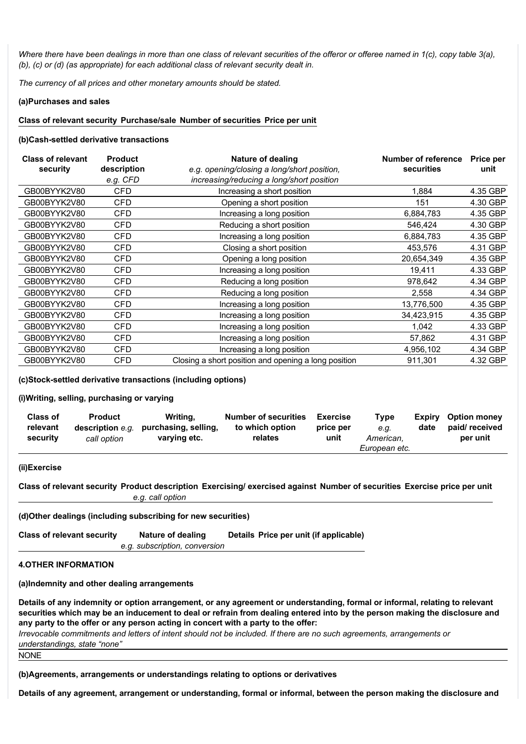*Where there have been dealings in more than one class of relevant securities of the offeror or offeree named in 1(c), copy table 3(a), (b), (c) or (d) (as appropriate) for each additional class of relevant security dealt in.*

*The currency of all prices and other monetary amounts should be stated.*

**(a)Purchases and sales**

| Class of relevant security | Purchase/sale | Number of securities | Price per unit |
|---|---|---|---|

**(b)Cash-settled derivative transactions**

| Class of relevant security | Product description *e.g. CFD* | Nature of dealing *e.g. opening/closing a long/short position, increasing/reducing a long/short position* | Number of reference securities | Price per unit |
|---|---|---|---|---|
| GB00BYYK2V80 | CFD | Increasing a short position | 1,884 | 4.35 GBP |
| GB00BYYK2V80 | CFD | Opening a short position | 151 | 4.30 GBP |
| GB00BYYK2V80 | CFD | Increasing a long position | 6,884,783 | 4.35 GBP |
| GB00BYYK2V80 | CFD | Reducing a short position | 546,424 | 4.30 GBP |
| GB00BYYK2V80 | CFD | Increasing a long position | 6,884,783 | 4.35 GBP |
| GB00BYYK2V80 | CFD | Closing a short position | 453,576 | 4.31 GBP |
| GB00BYYK2V80 | CFD | Opening a long position | 20,654,349 | 4.35 GBP |
| GB00BYYK2V80 | CFD | Increasing a long position | 19,411 | 4.33 GBP |
| GB00BYYK2V80 | CFD | Reducing a long position | 978,642 | 4.34 GBP |
| GB00BYYK2V80 | CFD | Reducing a long position | 2,558 | 4.34 GBP |
| GB00BYYK2V80 | CFD | Increasing a long position | 13,776,500 | 4.35 GBP |
| GB00BYYK2V80 | CFD | Increasing a long position | 34,423,915 | 4.35 GBP |
| GB00BYYK2V80 | CFD | Increasing a long position | 1,042 | 4.33 GBP |
| GB00BYYK2V80 | CFD | Increasing a long position | 57,862 | 4.31 GBP |
| GB00BYYK2V80 | CFD | Increasing a long position | 4,956,102 | 4.34 GBP |
| GB00BYYK2V80 | CFD | Closing a short position and opening a long position | 911,301 | 4.32 GBP |

**(c)Stock-settled derivative transactions (including options)**

**(i)Writing, selling, purchasing or varying**

| Class of relevant security | Product description *e.g. call option* | Writing, purchasing, selling, varying etc. | Number of securities to which option relates | Exercise price per unit | Type *e.g. American, European etc.* | Expiry date | Option money paid/ received per unit |
|---|---|---|---|---|---|---|---|

**(ii)Exercise**

| Class of relevant security | Product description *e.g. call option* | Exercising/ exercised against | Number of securities | Exercise price per unit |
|---|---|---|---|---|

**(d)Other dealings (including subscribing for new securities)**

| Class of relevant security | Nature of dealing *e.g. subscription, conversion* | Details | Price per unit (if applicable) |
|---|---|---|---|

**4.OTHER INFORMATION**

**(a)Indemnity and other dealing arrangements**

**Details of any indemnity or option arrangement, or any agreement or understanding, formal or informal, relating to relevant securities which may be an inducement to deal or refrain from dealing entered into by the person making the disclosure and any party to the offer or any person acting in concert with a party to the offer:**

*Irrevocable commitments and letters of intent should not be included. If there are no such agreements, arrangements or understandings, state "none"*

NONE

**(b)Agreements, arrangements or understandings relating to options or derivatives**

**Details of any agreement, arrangement or understanding, formal or informal, between the person making the disclosure and**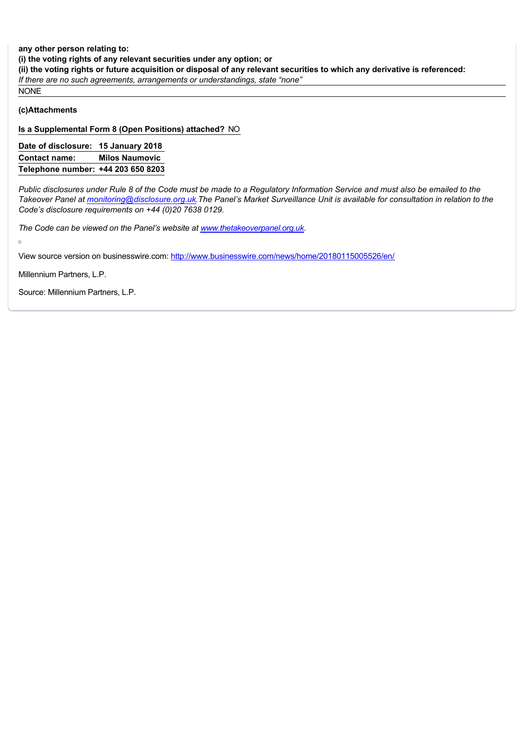**any other person relating to:**
**(i) the voting rights of any relevant securities under any option; or**
**(ii) the voting rights or future acquisition or disposal of any relevant securities to which any derivative is referenced:**
*If there are no such agreements, arrangements or understandings, state "none"*

NONE

**(c)Attachments**

**Is a Supplemental Form 8 (Open Positions) attached?** NO

| | |
|---|---|
| **Date of disclosure:** | **15 January 2018** |
| **Contact name:** | **Milos Naumovic** |
| **Telephone number:** | **+44 203 650 8203** |

*Public disclosures under Rule 8 of the Code must be made to a Regulatory Information Service and must also be emailed to the Takeover Panel at monitoring@disclosure.org.uk. The Panel's Market Surveillance Unit is available for consultation in relation to the Code's disclosure requirements on +44 (0)20 7638 0129.*

*The Code can be viewed on the Panel's website at www.thetakeoverpanel.org.uk.*

View source version on businesswire.com: http://www.businesswire.com/news/home/20180115005526/en/

Millennium Partners, L.P.

Source: Millennium Partners, L.P.